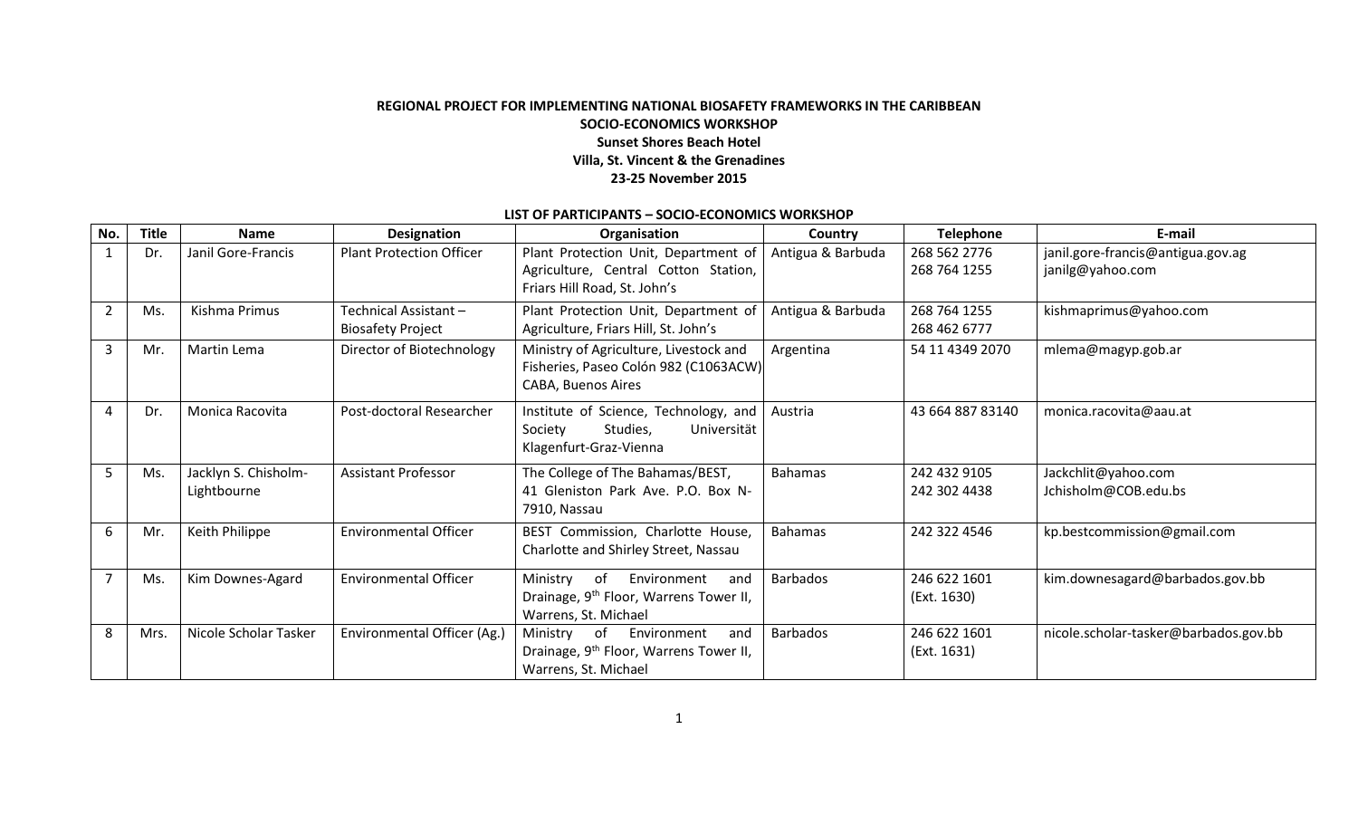**REGIONAL PROJECT FOR IMPLEMENTING NATIONAL BIOSAFETY FRAMEWORKS IN THE CARIBBEAN**
**SOCIO-ECONOMICS WORKSHOP**
**Sunset Shores Beach Hotel**
**Villa, St. Vincent & the Grenadines**
**23-25 November 2015**

**LIST OF PARTICIPANTS – SOCIO-ECONOMICS WORKSHOP**

| No. | Title | Name | Designation | Organisation | Country | Telephone | E-mail |
|---|---|---|---|---|---|---|---|
| 1 | Dr. | Janil Gore-Francis | Plant Protection Officer | Plant Protection Unit, Department of Agriculture, Central Cotton Station, Friars Hill Road, St. John's | Antigua & Barbuda | 268 562 2776<br>268 764 1255 | janil.gore-francis@antigua.gov.ag<br>janilg@yahoo.com |
| 2 | Ms. | Kishma Primus | Technical Assistant – Biosafety Project | Plant Protection Unit, Department of Agriculture, Friars Hill, St. John's | Antigua & Barbuda | 268 764 1255<br>268 462 6777 | kishmaprimus@yahoo.com |
| 3 | Mr. | Martin Lema | Director of Biotechnology | Ministry of Agriculture, Livestock and Fisheries, Paseo Colón 982 (C1063ACW) CABA, Buenos Aires | Argentina | 54 11 4349 2070 | mlema@magyp.gob.ar |
| 4 | Dr. | Monica Racovita | Post-doctoral Researcher | Institute of Science, Technology, and Society Studies, Universität Klagenfurt-Graz-Vienna | Austria | 43 664 887 83140 | monica.racovita@aau.at |
| 5 | Ms. | Jacklyn S. Chisholm-Lightbourne | Assistant Professor | The College of The Bahamas/BEST, 41 Gleniston Park Ave. P.O. Box N-7910, Nassau | Bahamas | 242 432 9105<br>242 302 4438 | Jackchlit@yahoo.com<br>Jchisholm@COB.edu.bs |
| 6 | Mr. | Keith Philippe | Environmental Officer | BEST Commission, Charlotte House, Charlotte and Shirley Street, Nassau | Bahamas | 242 322 4546 | kp.bestcommission@gmail.com |
| 7 | Ms. | Kim Downes-Agard | Environmental Officer | Ministry of Environment and Drainage, 9th Floor, Warrens Tower II, Warrens, St. Michael | Barbados | 246 622 1601<br>(Ext. 1630) | kim.downesagard@barbados.gov.bb |
| 8 | Mrs. | Nicole Scholar Tasker | Environmental Officer (Ag.) | Ministry of Environment and Drainage, 9th Floor, Warrens Tower II, Warrens, St. Michael | Barbados | 246 622 1601<br>(Ext. 1631) | nicole.scholar-tasker@barbados.gov.bb |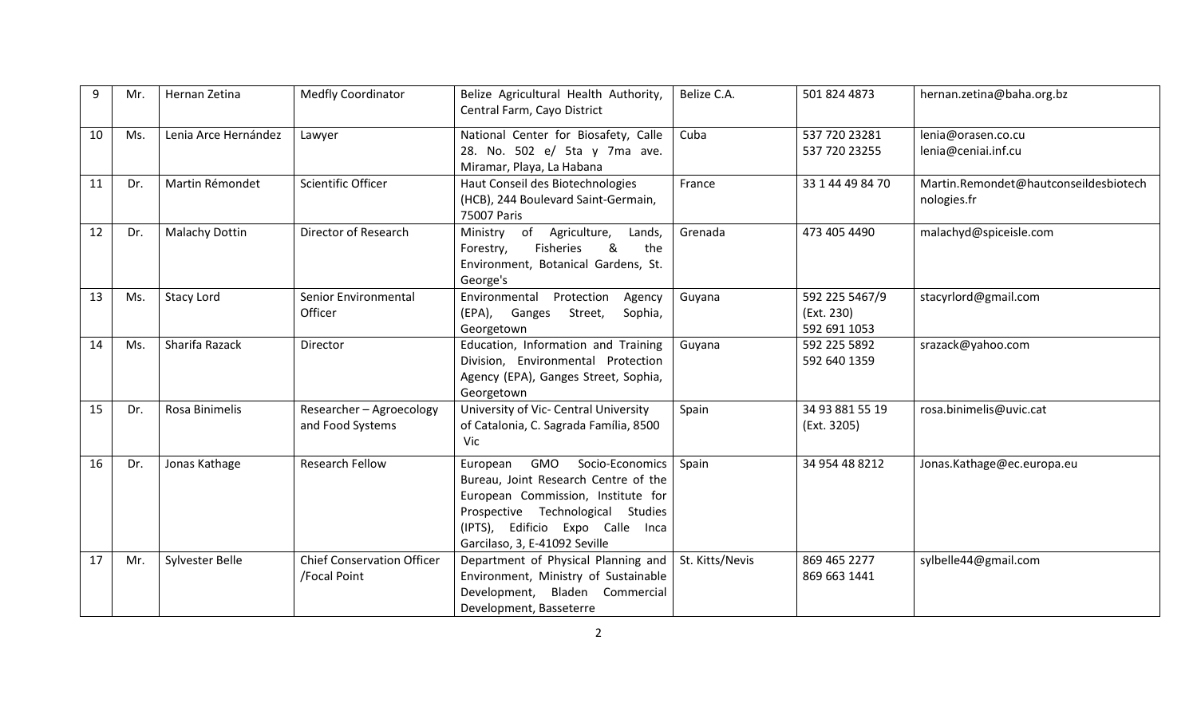| 9 | Mr. | Hernan Zetina | Medfly Coordinator | Belize Agricultural Health Authority, Central Farm, Cayo District | Belize C.A. | 501 824 4873 | hernan.zetina@baha.org.bz |
|---|---|---|---|---|---|---|---|
| 10 | Ms. | Lenia Arce Hernández | Lawyer | National Center for Biosafety, Calle 28. No. 502 e/ 5ta y 7ma ave. Miramar, Playa, La Habana | Cuba | 537 720 23281<br>537 720 23255 | lenia@orasen.co.cu<br>lenia@ceniai.inf.cu |
| 11 | Dr. | Martin Rémondet | Scientific Officer | Haut Conseil des Biotechnologies (HCB), 244 Boulevard Saint-Germain, 75007 Paris | France | 33 1 44 49 84 70 | Martin.Remondet@hautconseildesbiotechnologies.fr |
| 12 | Dr. | Malachy Dottin | Director of Research | Ministry of Agriculture, Lands, Forestry, Fisheries & the Environment, Botanical Gardens, St. George's | Grenada | 473 405 4490 | malachyd@spiceisle.com |
| 13 | Ms. | Stacy Lord | Senior Environmental Officer | Environmental Protection Agency (EPA), Ganges Street, Sophia, Georgetown | Guyana | 592 225 5467/9 (Ext. 230)<br>592 691 1053 | stacyrlord@gmail.com |
| 14 | Ms. | Sharifa Razack | Director | Education, Information and Training Division, Environmental Protection Agency (EPA), Ganges Street, Sophia, Georgetown | Guyana | 592 225 5892<br>592 640 1359 | srazack@yahoo.com |
| 15 | Dr. | Rosa Binimelis | Researcher – Agroecology and Food Systems | University of Vic- Central University of Catalonia, C. Sagrada Família, 8500 Vic | Spain | 34 93 881 55 19 (Ext. 3205) | rosa.binimelis@uvic.cat |
| 16 | Dr. | Jonas Kathage | Research Fellow | European GMO Socio-Economics Bureau, Joint Research Centre of the European Commission, Institute for Prospective Technological Studies (IPTS), Edificio Expo Calle Inca Garcilaso, 3, E-41092 Seville | Spain | 34 954 48 8212 | Jonas.Kathage@ec.europa.eu |
| 17 | Mr. | Sylvester Belle | Chief Conservation Officer /Focal Point | Department of Physical Planning and Environment, Ministry of Sustainable Development, Bladen Commercial Development, Basseterre | St. Kitts/Nevis | 869 465 2277<br>869 663 1441 | sylbelle44@gmail.com |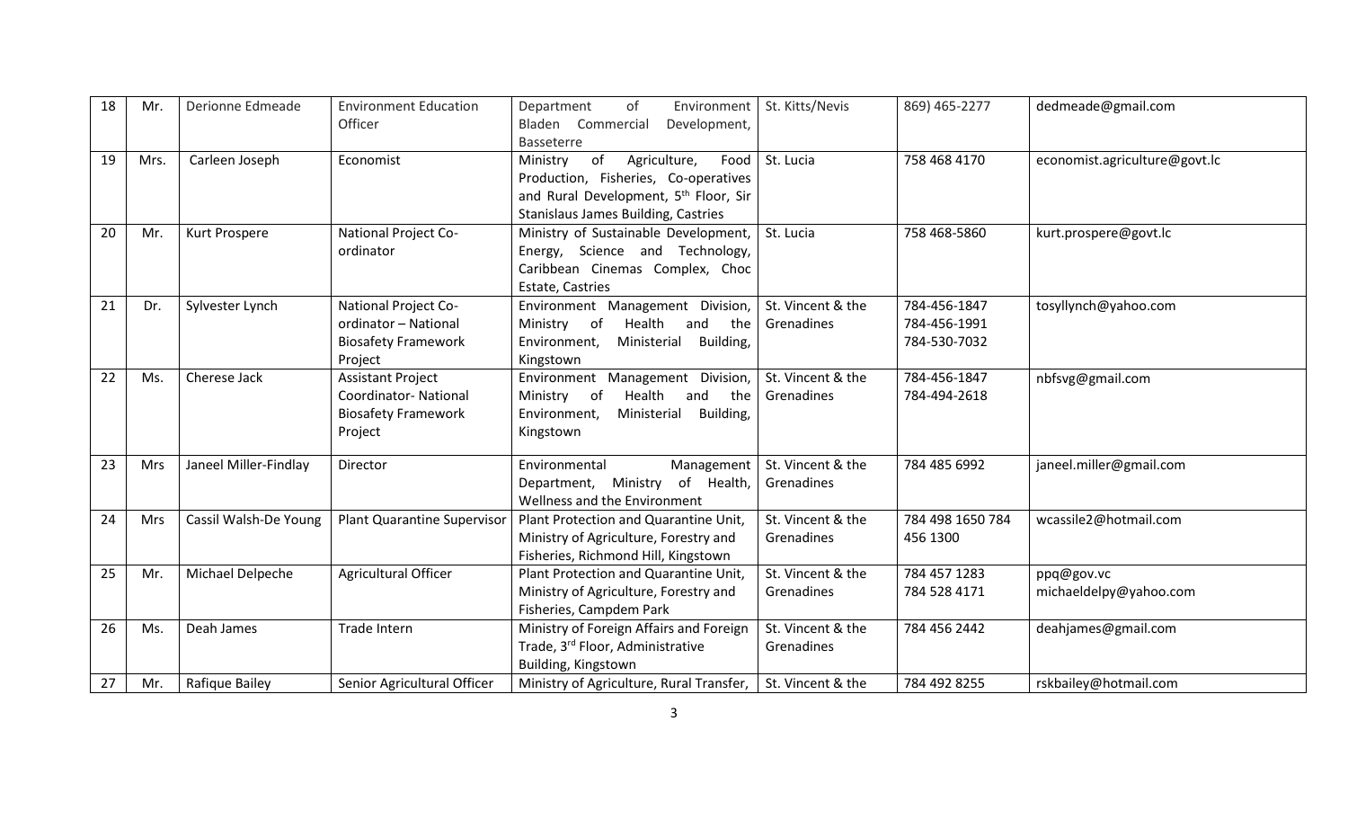| 18 | Mr. | Derionne Edmeade | Environment Education Officer | Department of Environment Bladen Commercial Development, Basseterre | St. Kitts/Nevis | 869) 465-2277 | dedmeade@gmail.com |
|---|---|---|---|---|---|---|---|
| 19 | Mrs. | Carleen Joseph | Economist | Ministry of Agriculture, Food Production, Fisheries, Co-operatives and Rural Development, 5th Floor, Sir Stanislaus James Building, Castries | St. Lucia | 758 468 4170 | economist.agriculture@govt.lc |
| 20 | Mr. | Kurt Prospere | National Project Co-ordinator | Ministry of Sustainable Development, Energy, Science and Technology, Caribbean Cinemas Complex, Choc Estate, Castries | St. Lucia | 758 468-5860 | kurt.prospere@govt.lc |
| 21 | Dr. | Sylvester Lynch | National Project Co-ordinator – National Biosafety Framework Project | Environment Management Division, Ministry of Health and the Environment, Ministerial Building, Kingstown | St. Vincent & the Grenadines | 784-456-1847<br>784-456-1991<br>784-530-7032 | tosyllynch@yahoo.com |
| 22 | Ms. | Cherese Jack | Assistant Project Coordinator- National Biosafety Framework Project | Environment Management Division, Ministry of Health and the Environment, Ministerial Building, Kingstown | St. Vincent & the Grenadines | 784-456-1847<br>784-494-2618 | nbfsvg@gmail.com |
| 23 | Mrs | Janeel Miller-Findlay | Director | Environmental Management Department, Ministry of Health, Wellness and the Environment | St. Vincent & the Grenadines | 784 485 6992 | janeel.miller@gmail.com |
| 24 | Mrs | Cassil Walsh-De Young | Plant Quarantine Supervisor | Plant Protection and Quarantine Unit, Ministry of Agriculture, Forestry and Fisheries, Richmond Hill, Kingstown | St. Vincent & the Grenadines | 784 498 1650 784 456 1300 | wcassile2@hotmail.com |
| 25 | Mr. | Michael Delpeche | Agricultural Officer | Plant Protection and Quarantine Unit, Ministry of Agriculture, Forestry and Fisheries, Campdem Park | St. Vincent & the Grenadines | 784 457 1283<br>784 528 4171 | ppq@gov.vc<br>michaeldelpy@yahoo.com |
| 26 | Ms. | Deah James | Trade Intern | Ministry of Foreign Affairs and Foreign Trade, 3rd Floor, Administrative Building, Kingstown | St. Vincent & the Grenadines | 784 456 2442 | deahjames@gmail.com |
| 27 | Mr. | Rafique Bailey | Senior Agricultural Officer | Ministry of Agriculture, Rural Transfer, | St. Vincent & the | 784 492 8255 | rskbailey@hotmail.com |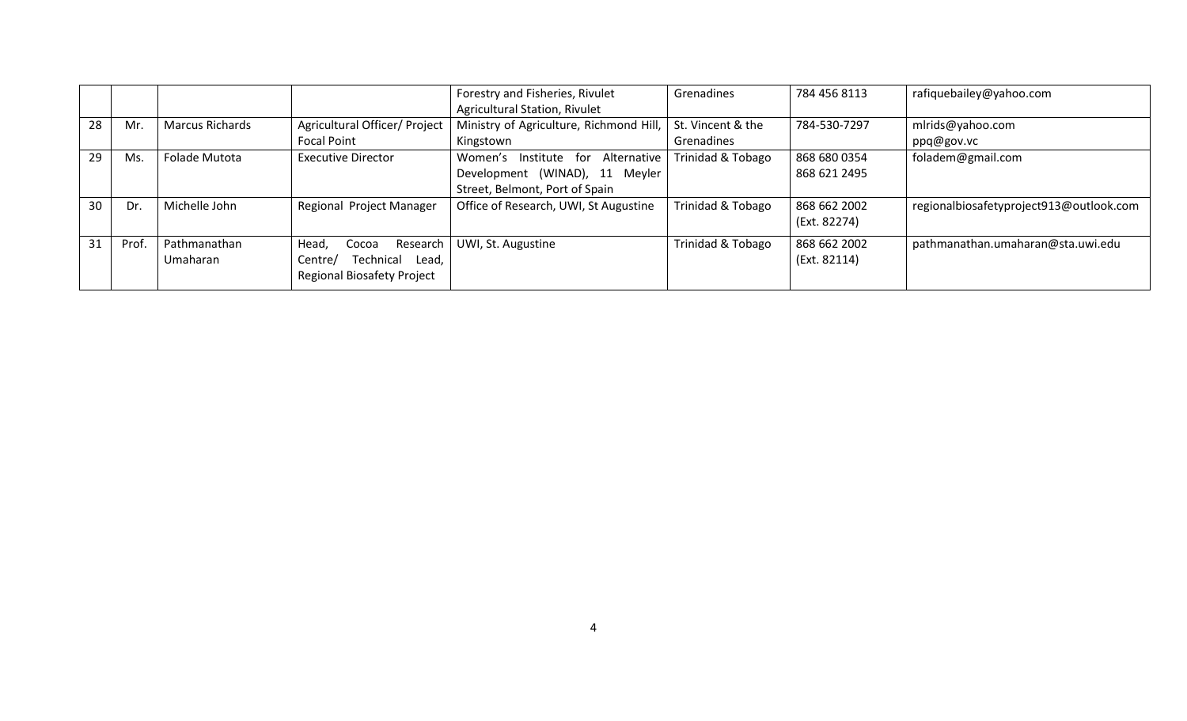| | | | | | | | |
|---|---|---|---|---|---|---|---|
| | | | | Forestry and Fisheries, Rivulet Agricultural Station, Rivulet | Grenadines | 784 456 8113 | rafiquebailey@yahoo.com |
| 28 | Mr. | Marcus Richards | Agricultural Officer/ Project Focal Point | Ministry of Agriculture, Richmond Hill, Kingstown | St. Vincent & the Grenadines | 784-530-7297 | mlrids@yahoo.com ppq@gov.vc |
| 29 | Ms. | Folade Mutota | Executive Director | Women's Institute for Alternative Development (WINAD), 11 Meyler Street, Belmont, Port of Spain | Trinidad & Tobago | 868 680 0354 868 621 2495 | foladem@gmail.com |
| 30 | Dr. | Michelle John | Regional Project Manager | Office of Research, UWI, St Augustine | Trinidad & Tobago | 868 662 2002 (Ext. 82274) | regionalbiosafetyproject913@outlook.com |
| 31 | Prof. | Pathmanathan Umaharan | Head, Cocoa Research Centre/ Technical Lead, Regional Biosafety Project | UWI, St. Augustine | Trinidad & Tobago | 868 662 2002 (Ext. 82114) | pathmanathan.umaharan@sta.uwi.edu |